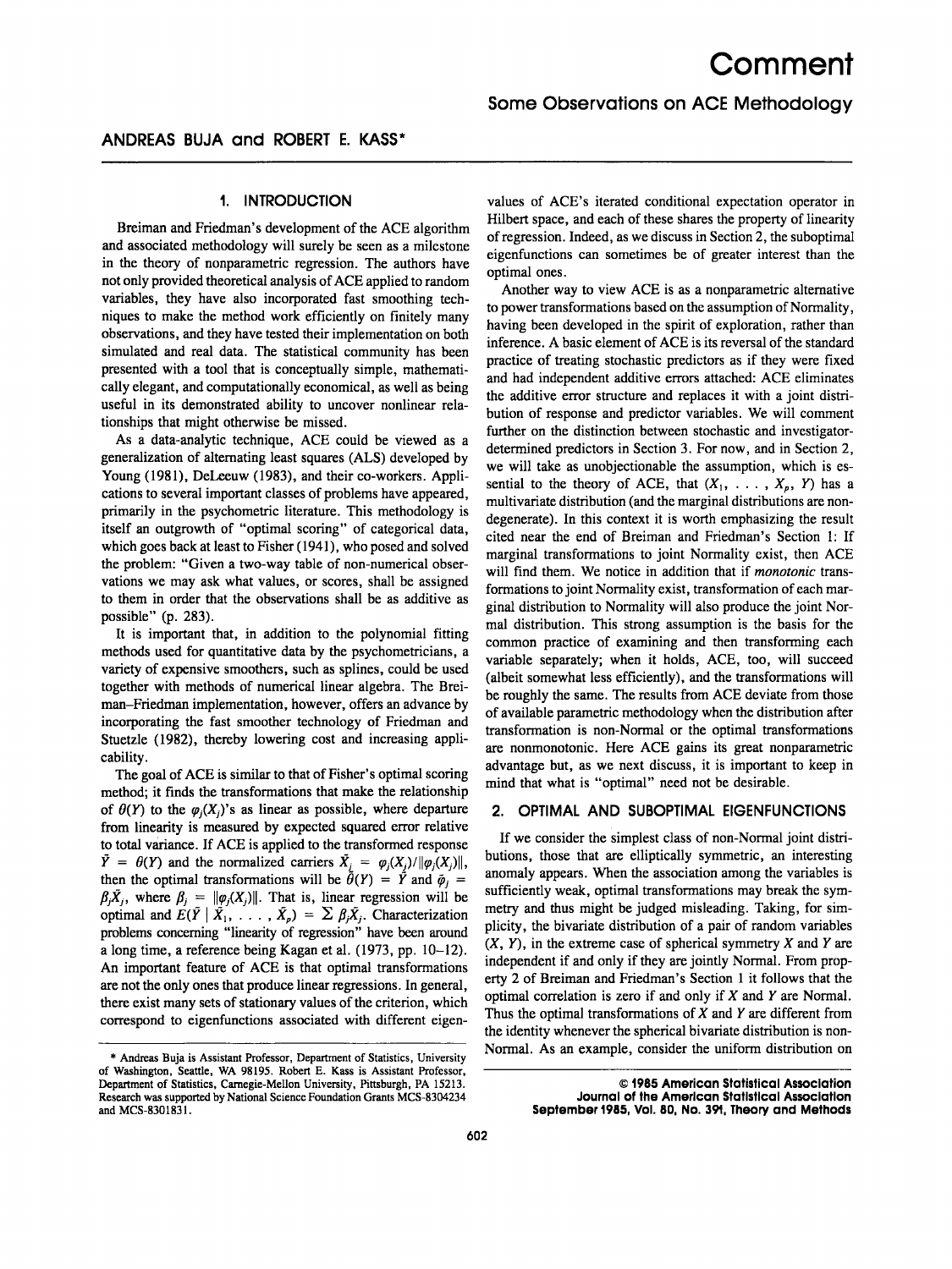# Comment

## Some Observations on ACE Methodology

**ANDREAS BUJA and ROBERT E. KASS***

### 1. INTRODUCTION

Breiman and Friedman's development of the ACE algorithm and associated methodology will surely be seen as a milestone in the theory of nonparametric regression. The authors have not only provided theoretical analysis of ACE applied to random variables, they have also incorporated fast smoothing techniques to make the method work efficiently on finitely many observations, and they have tested their implementation on both simulated and real data. The statistical community has been presented with a tool that is conceptually simple, mathematically elegant, and computationally economical, as well as being useful in its demonstrated ability to uncover nonlinear relationships that might otherwise be missed.

As a data-analytic technique, ACE could be viewed as a generalization of alternating least squares (ALS) developed by Young (1981), DeLeeuw (1983), and their co-workers. Applications to several important classes of problems have appeared, primarily in the psychometric literature. This methodology is itself an outgrowth of "optimal scoring" of categorical data, which goes back at least to Fisher (1941), who posed and solved the problem: "Given a two-way table of non-numerical observations we may ask what values, or scores, shall be assigned to them in order that the observations shall be as additive as possible" (p. 283).

It is important that, in addition to the polynomial fitting methods used for quantitative data by the psychometricians, a variety of expensive smoothers, such as splines, could be used together with methods of numerical linear algebra. The Breiman–Friedman implementation, however, offers an advance by incorporating the fast smoother technology of Friedman and Stuetzle (1982), thereby lowering cost and increasing applicability.

The goal of ACE is similar to that of Fisher's optimal scoring method; it finds the transformations that make the relationship of $\theta(Y)$ to the $\varphi_j(X_j)$'s as linear as possible, where departure from linearity is measured by expected squared error relative to total variance. If ACE is applied to the transformed response $\tilde{Y} = \theta(Y)$ and the normalized carriers $\tilde{X}_j = \varphi_j(X_j)/\|\varphi_j(X_j)\|$, then the optimal transformations will be $\tilde{\theta}(Y) = \tilde{Y}$ and $\tilde{\varphi}_j = \beta_j\tilde{X}_j$, where $\beta_j = \|\varphi_j(X_j)\|$. That is, linear regression will be optimal and $E(\tilde{Y} \mid \tilde{X}_1, \ldots, \tilde{X}_p) = \sum \beta_j\tilde{X}_j$. Characterization problems concerning "linearity of regression" have been around a long time, a reference being Kagan et al. (1973, pp. 10–12). An important feature of ACE is that optimal transformations are not the only ones that produce linear regressions. In general, there exist many sets of stationary values of the criterion, which correspond to eigenfunctions associated with different eigenvalues of ACE's iterated conditional expectation operator in Hilbert space, and each of these shares the property of linearity of regression. Indeed, as we discuss in Section 2, the suboptimal eigenfunctions can sometimes be of greater interest than the optimal ones.

Another way to view ACE is as a nonparametric alternative to power transformations based on the assumption of Normality, having been developed in the spirit of exploration, rather than inference. A basic element of ACE is its reversal of the standard practice of treating stochastic predictors as if they were fixed and had independent additive errors attached: ACE eliminates the additive error structure and replaces it with a joint distribution of response and predictor variables. We will comment further on the distinction between stochastic and investigator-determined predictors in Section 3. For now, and in Section 2, we will take as unobjectionable the assumption, which is essential to the theory of ACE, that $(X_1, \ldots, X_p, Y)$ has a multivariate distribution (and the marginal distributions are nondegenerate). In this context it is worth emphasizing the result cited near the end of Breiman and Friedman's Section 1: If marginal transformations to joint Normality exist, then ACE will find them. We notice in addition that if *monotonic* transformations to joint Normality exist, transformation of each marginal distribution to Normality will also produce the joint Normal distribution. This strong assumption is the basis for the common practice of examining and then transforming each variable separately; when it holds, ACE, too, will succeed (albeit somewhat less efficiently), and the transformations will be roughly the same. The results from ACE deviate from those of available parametric methodology when the distribution after transformation is non-Normal or the optimal transformations are nonmonotonic. Here ACE gains its great nonparametric advantage but, as we next discuss, it is important to keep in mind that what is "optimal" need not be desirable.

### 2. OPTIMAL AND SUBOPTIMAL EIGENFUNCTIONS

If we consider the simplest class of non-Normal joint distributions, those that are elliptically symmetric, an interesting anomaly appears. When the association among the variables is sufficiently weak, optimal transformations may break the symmetry and thus might be judged misleading. Taking, for simplicity, the bivariate distribution of a pair of random variables $(X, Y)$, in the extreme case of spherical symmetry $X$ and $Y$ are independent if and only if they are jointly Normal. From property 2 of Breiman and Friedman's Section 1 it follows that the optimal correlation is zero if and only if $X$ and $Y$ are Normal. Thus the optimal transformations of $X$ and $Y$ are different from the identity whenever the spherical bivariate distribution is non-Normal. As an example, consider the uniform distribution on

---

* Andreas Buja is Assistant Professor, Department of Statistics, University of Washington, Seattle, WA 98195. Robert E. Kass is Assistant Professor, Department of Statistics, Carnegie-Mellon University, Pittsburgh, PA 15213. Research was supported by National Science Foundation Grants MCS-8304234 and MCS-8301831.

© 1985 American Statistical Association
Journal of the American Statistical Association
September 1985, Vol. 80, No. 391, Theory and Methods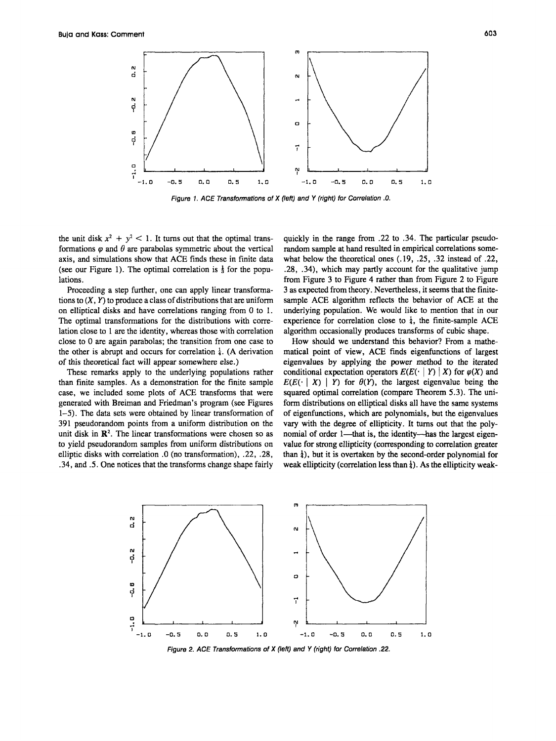Figure 1. ACE Transformations of X (left) and Y (right) for Correlation .0.

the unit disk $x^2 + y^2 < 1$. It turns out that the optimal transformations $\varphi$ and $\theta$ are parabolas symmetric about the vertical axis, and simulations show that ACE finds these in finite data (see our Figure 1). The optimal correlation is $\frac{1}{3}$ for the populations.

Proceeding a step further, one can apply linear transformations to $(X, Y)$ to produce a class of distributions that are uniform on elliptical disks and have correlations ranging from 0 to 1. The optimal transformations for the distributions with correlation close to 1 are the identity, whereas those with correlation close to 0 are again parabolas; the transition from one case to the other is abrupt and occurs for correlation $\frac{1}{4}$. (A derivation of this theoretical fact will appear somewhere else.)

These remarks apply to the underlying populations rather than finite samples. As a demonstration for the finite sample case, we included some plots of ACE transforms that were generated with Breiman and Friedman's program (see Figures 1–5). The data sets were obtained by linear transformation of 391 pseudorandom points from a uniform distribution on the unit disk in $\mathbf{R}^2$. The linear transformations were chosen so as to yield pseudorandom samples from uniform distributions on elliptic disks with correlation .0 (no transformation), .22, .28, .34, and .5. One notices that the transforms change shape fairly quickly in the range from .22 to .34. The particular pseudorandom sample at hand resulted in empirical correlations somewhat below the theoretical ones (.19, .25, .32 instead of .22, .28, .34), which may partly account for the qualitative jump from Figure 3 to Figure 4 rather than from Figure 2 to Figure 3 as expected from theory. Nevertheless, it seems that the finite-sample ACE algorithm reflects the behavior of ACE at the underlying population. We would like to mention that in our experience for correlation close to $\frac{1}{4}$, the finite-sample ACE algorithm occasionally produces transforms of cubic shape.

How should we understand this behavior? From a mathematical point of view, ACE finds eigenfunctions of largest eigenvalues by applying the power method to the iterated conditional expectation operators $E(E(\cdot \mid Y) \mid X)$ for $\varphi(X)$ and $E(E(\cdot \mid X) \mid Y)$ for $\theta(Y)$, the largest eigenvalue being the squared optimal correlation (compare Theorem 5.3). The uniform distributions on elliptical disks all have the same systems of eigenfunctions, which are polynomials, but the eigenvalues vary with the degree of ellipticity. It turns out that the polynomial of order 1—that is, the identity—has the largest eigenvalue for strong ellipticity (corresponding to correlation greater than $\frac{1}{4}$), but it is overtaken by the second-order polynomial for weak ellipticity (correlation less than $\frac{1}{4}$). As the ellipticity weak-

Figure 2. ACE Transformations of X (left) and Y (right) for Correlation .22.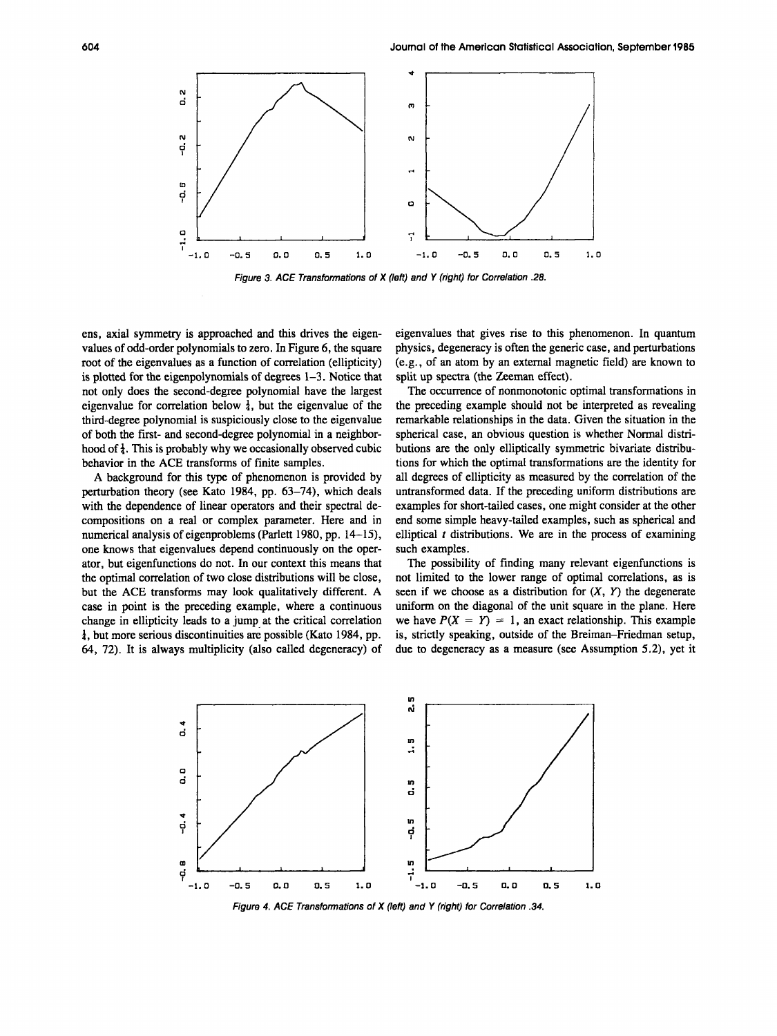Figure 3. ACE Transformations of X (left) and Y (right) for Correlation .28.

ens, axial symmetry is approached and this drives the eigenvalues of odd-order polynomials to zero. In Figure 6, the square root of the eigenvalues as a function of correlation (ellipticity) is plotted for the eigenpolynomials of degrees 1–3. Notice that not only does the second-degree polynomial have the largest eigenvalue for correlation below $\frac{1}{3}$, but the eigenvalue of the third-degree polynomial is suspiciously close to the eigenvalue of both the first- and second-degree polynomial in a neighborhood of $\frac{1}{3}$. This is probably why we occasionally observed cubic behavior in the ACE transforms of finite samples.

A background for this type of phenomenon is provided by perturbation theory (see Kato 1984, pp. 63–74), which deals with the dependence of linear operators and their spectral decompositions on a real or complex parameter. Here and in numerical analysis of eigenproblems (Parlett 1980, pp. 14–15), one knows that eigenvalues depend continuously on the operator, but eigenfunctions do not. In our context this means that the optimal correlation of two close distributions will be close, but the ACE transforms may look qualitatively different. A case in point is the preceding example, where a continuous change in ellipticity leads to a jump at the critical correlation $\frac{1}{3}$, but more serious discontinuities are possible (Kato 1984, pp. 64, 72). It is always multiplicity (also called degeneracy) of eigenvalues that gives rise to this phenomenon. In quantum physics, degeneracy is often the generic case, and perturbations (e.g., of an atom by an external magnetic field) are known to split up spectra (the Zeeman effect).

The occurrence of nonmonotonic optimal transformations in the preceding example should not be interpreted as revealing remarkable relationships in the data. Given the situation in the spherical case, an obvious question is whether Normal distributions are the only elliptically symmetric bivariate distributions for which the optimal transformations are the identity for all degrees of ellipticity as measured by the correlation of the untransformed data. If the preceding uniform distributions are examples for short-tailed cases, one might consider at the other end some simple heavy-tailed examples, such as spherical and elliptical $t$ distributions. We are in the process of examining such examples.

The possibility of finding many relevant eigenfunctions is not limited to the lower range of optimal correlations, as is seen if we choose as a distribution for $(X, Y)$ the degenerate uniform on the diagonal of the unit square in the plane. Here we have $P(X = Y) = 1$, an exact relationship. This example is, strictly speaking, outside of the Breiman–Friedman setup, due to degeneracy as a measure (see Assumption 5.2), yet it

Figure 4. ACE Transformations of X (left) and Y (right) for Correlation .34.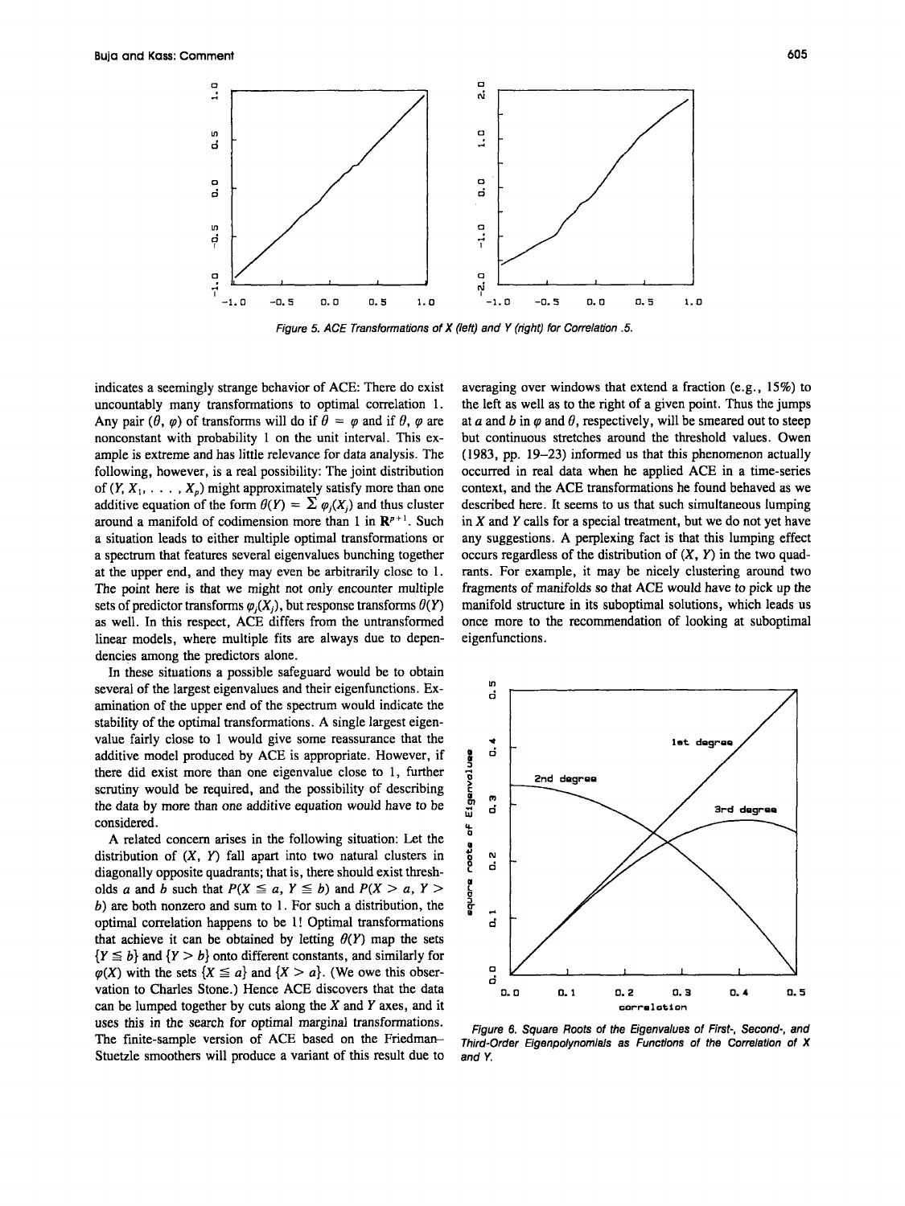Figure 5. ACE Transformations of X (left) and Y (right) for Correlation .5.

indicates a seemingly strange behavior of ACE: There do exist uncountably many transformations to optimal correlation 1. Any pair $(\theta, \varphi)$ of transforms will do if $\theta = \varphi$ and if $\theta$, $\varphi$ are nonconstant with probability 1 on the unit interval. This example is extreme and has little relevance for data analysis. The following, however, is a real possibility: The joint distribution of $(Y, X_1, \ldots, X_p)$ might approximately satisfy more than one additive equation of the form $\theta(Y) = \sum \varphi_j(X_j)$ and thus cluster around a manifold of codimension more than 1 in $\mathbf{R}^{p+1}$. Such a situation leads to either multiple optimal transformations or a spectrum that features several eigenvalues bunching together at the upper end, and they may even be arbitrarily close to 1. The point here is that we might not only encounter multiple sets of predictor transforms $\varphi_j(X_j)$, but response transforms $\theta(Y)$ as well. In this respect, ACE differs from the untransformed linear models, where multiple fits are always due to dependencies among the predictors alone.

In these situations a possible safeguard would be to obtain several of the largest eigenvalues and their eigenfunctions. Examination of the upper end of the spectrum would indicate the stability of the optimal transformations. A single largest eigenvalue fairly close to 1 would give some reassurance that the additive model produced by ACE is appropriate. However, if there did exist more than one eigenvalue close to 1, further scrutiny would be required, and the possibility of describing the data by more than one additive equation would have to be considered.

A related concern arises in the following situation: Let the distribution of $(X, Y)$ fall apart into two natural clusters in diagonally opposite quadrants; that is, there should exist thresholds $a$ and $b$ such that $P(X \leq a, Y \leq b)$ and $P(X > a, Y > b)$ are both nonzero and sum to 1. For such a distribution, the optimal correlation happens to be 1! Optimal transformations that achieve it can be obtained by letting $\theta(Y)$ map the sets $\{Y \leq b\}$ and $\{Y > b\}$ onto different constants, and similarly for $\varphi(X)$ with the sets $\{X \leq a\}$ and $\{X > a\}$. (We owe this observation to Charles Stone.) Hence ACE discovers that the data can be lumped together by cuts along the $X$ and $Y$ axes, and it uses this in the search for optimal marginal transformations. The finite-sample version of ACE based on the Friedman–Stuetzle smoothers will produce a variant of this result due to averaging over windows that extend a fraction (e.g., 15%) to the left as well as to the right of a given point. Thus the jumps at $a$ and $b$ in $\varphi$ and $\theta$, respectively, will be smeared out to steep but continuous stretches around the threshold values. Owen (1983, pp. 19–23) informed us that this phenomenon actually occurred in real data when he applied ACE in a time-series context, and the ACE transformations he found behaved as we described here. It seems to us that such simultaneous lumping in $X$ and $Y$ calls for a special treatment, but we do not yet have any suggestions. A perplexing fact is that this lumping effect occurs regardless of the distribution of $(X, Y)$ in the two quadrants. For example, it may be nicely clustering around two fragments of manifolds so that ACE would have to pick up the manifold structure in its suboptimal solutions, which leads us once more to the recommendation of looking at suboptimal eigenfunctions.

Figure 6. Square Roots of the Eigenvalues of First-, Second-, and Third-Order Eigenpolynomials as Functions of the Correlation of X and Y.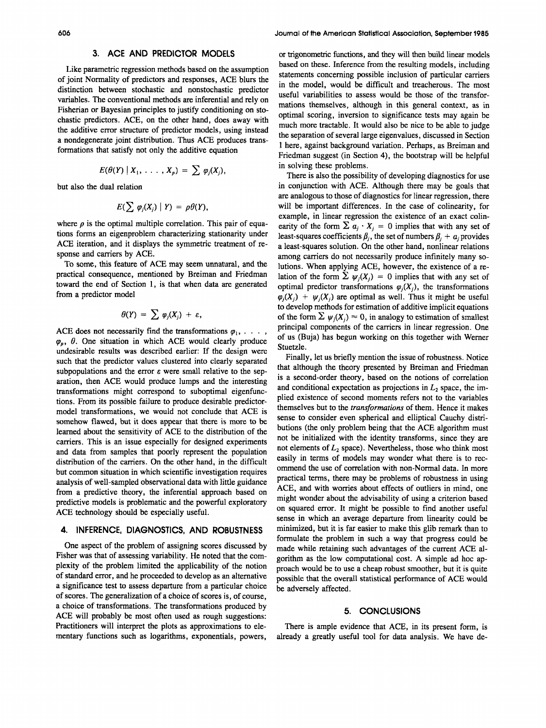## 3. ACE AND PREDICTOR MODELS

Like parametric regression methods based on the assumption of joint Normality of predictors and responses, ACE blurs the distinction between stochastic and nonstochastic predictor variables. The conventional methods are inferential and rely on Fisherian or Bayesian principles to justify conditioning on stochastic predictors. ACE, on the other hand, does away with the additive error structure of predictor models, using instead a nondegenerate joint distribution. Thus ACE produces transformations that satisfy not only the additive equation

$$E(\theta(Y) \mid X_1, \ldots, X_p) = \sum \varphi_j(X_j),$$

but also the dual relation

$$E(\sum \varphi_j(X_j) \mid Y) = \rho\theta(Y),$$

where $\rho$ is the optimal multiple correlation. This pair of equations forms an eigenproblem characterizing stationarity under ACE iteration, and it displays the symmetric treatment of response and carriers by ACE.

To some, this feature of ACE may seem unnatural, and the practical consequence, mentioned by Breiman and Friedman toward the end of Section 1, is that when data are generated from a predictor model

$$\theta(Y) = \sum \varphi_j(X_j) + \varepsilon,$$

ACE does not necessarily find the transformations $\varphi_1, \ldots, \varphi_p, \theta$. One situation in which ACE would clearly produce undesirable results was described earlier: If the design were such that the predictor values clustered into clearly separated subpopulations and the error $\varepsilon$ were small relative to the separation, then ACE would produce lumps and the interesting transformations might correspond to suboptimal eigenfunctions. From its possible failure to produce desirable predictor-model transformations, we would not conclude that ACE is somehow flawed, but it does appear that there is more to be learned about the sensitivity of ACE to the distribution of the carriers. This is an issue especially for designed experiments and data from samples that poorly represent the population distribution of the carriers. On the other hand, in the difficult but common situation in which scientific investigation requires analysis of well-sampled observational data with little guidance from a predictive theory, the inferential approach based on predictive models is problematic and the powerful exploratory ACE technology should be especially useful.

## 4. INFERENCE, DIAGNOSTICS, AND ROBUSTNESS

One aspect of the problem of assigning scores discussed by Fisher was that of assessing variability. He noted that the complexity of the problem limited the applicability of the notion of standard error, and he proceeded to develop as an alternative a significance test to assess departure from a particular choice of scores. The generalization of a choice of scores is, of course, a choice of transformations. The transformations produced by ACE will probably be most often used as rough suggestions: Practitioners will interpret the plots as approximations to elementary functions such as logarithms, exponentials, powers, or trigonometric functions, and they will then build linear models based on these. Inference from the resulting models, including statements concerning possible inclusion of particular carriers in the model, would be difficult and treacherous. The most useful variabilities to assess would be those of the transformations themselves, although in this general context, as in optimal scoring, inversion to significance tests may again be much more tractable. It would also be nice to be able to judge the separation of several large eigenvalues, discussed in Section 1 here, against background variation. Perhaps, as Breiman and Friedman suggest (in Section 4), the bootstrap will be helpful in solving these problems.

There is also the possibility of developing diagnostics for use in conjunction with ACE. Although there may be goals that are analogous to those of diagnostics for linear regression, there will be important differences. In the case of colinearity, for example, in linear regression the existence of an exact colinearity of the form $\sum a_j \cdot X_j = 0$ implies that with any set of least-squares coefficients $\beta_j$, the set of numbers $\beta_j + a_j$ provides a least-squares solution. On the other hand, nonlinear relations among carriers do not necessarily produce infinitely many solutions. When applying ACE, however, the existence of a relation of the form $\sum \psi_j(X_j) = 0$ implies that with any set of optimal predictor transformations $\varphi_j(X_j)$, the transformations $\varphi_j(X_j) + \psi_j(X_j)$ are optimal as well. Thus it might be useful to develop methods for estimation of additive implicit equations of the form $\sum \psi_j(X_j) \approx 0$, in analogy to estimation of smallest principal components of the carriers in linear regression. One of us (Buja) has begun working on this together with Werner Stuetzle.

Finally, let us briefly mention the issue of robustness. Notice that although the theory presented by Breiman and Friedman is a second-order theory, based on the notions of correlation and conditional expectation as projections in $L_2$ space, the implied existence of second moments refers not to the variables themselves but to the *transformations* of them. Hence it makes sense to consider even spherical and elliptical Cauchy distributions (the only problem being that the ACE algorithm must not be initialized with the identity transforms, since they are not elements of $L_2$ space). Nevertheless, those who think most easily in terms of models may wonder what there is to recommend the use of correlation with non-Normal data. In more practical terms, there may be problems of robustness in using ACE, and with worries about effects of outliers in mind, one might wonder about the advisability of using a criterion based on squared error. It might be possible to find another useful sense in which an average departure from linearity could be minimized, but it is far easier to make this glib remark than to formulate the problem in such a way that progress could be made while retaining such advantages of the current ACE algorithm as the low computational cost. A simple ad hoc approach would be to use a cheap robust smoother, but it is quite possible that the overall statistical performance of ACE would be adversely affected.

## 5. CONCLUSIONS

There is ample evidence that ACE, in its present form, is already a greatly useful tool for data analysis. We have de-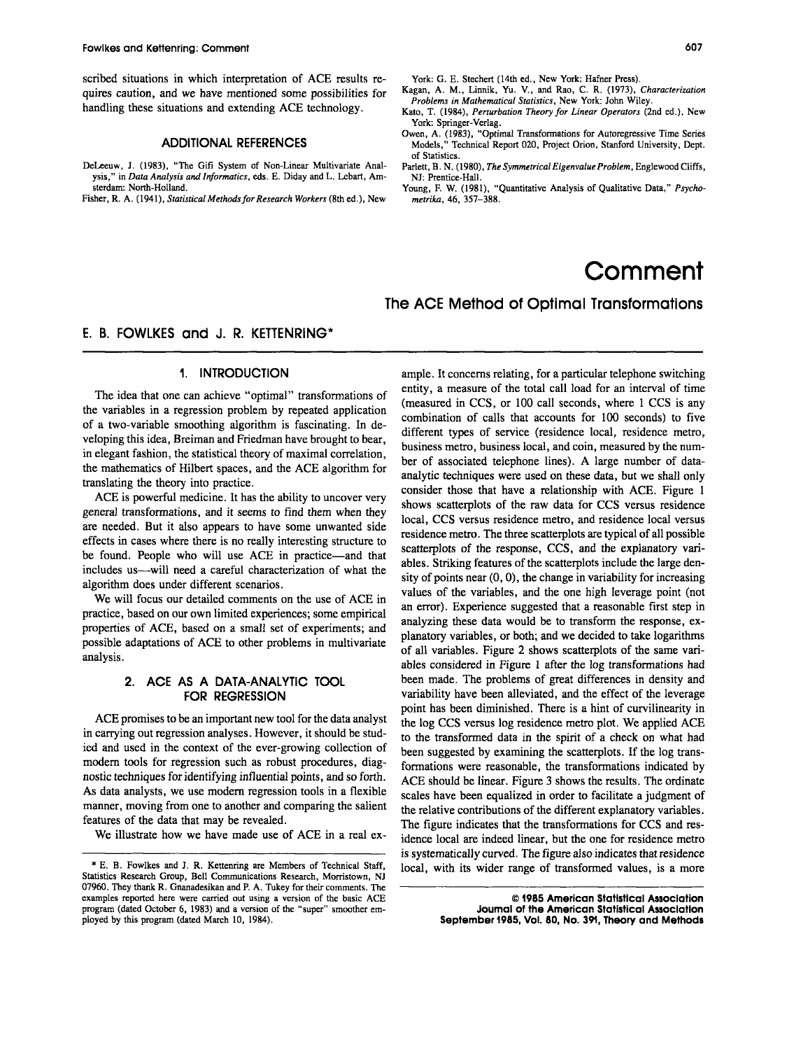scribed situations in which interpretation of ACE results requires caution, and we have mentioned some possibilities for handling these situations and extending ACE technology.

## ADDITIONAL REFERENCES

DeLeeuw, J. (1983), "The Gifi System of Non-Linear Multivariate Analysis," in *Data Analysis and Informatics*, eds. E. Diday and L. Lebart, Amsterdam: North-Holland.

Fisher, R. A. (1941), *Statistical Methods for Research Workers* (8th ed.), New York: G. E. Stechert (14th ed., New York: Hafner Press).

Kagan, A. M., Linnik, Yu. V., and Rao, C. R. (1973), *Characterization Problems in Mathematical Statistics*, New York: John Wiley.

Kato, T. (1984), *Perturbation Theory for Linear Operators* (2nd ed.), New York: Springer-Verlag.

Owen, A. (1983), "Optimal Transformations for Autoregressive Time Series Models," Technical Report 020, Project Orion, Stanford University, Dept. of Statistics.

Parlett, B. N. (1980), *The Symmetrical Eigenvalue Problem*, Englewood Cliffs, NJ: Prentice-Hall.

Young, F. W. (1981), "Quantitative Analysis of Qualitative Data," *Psychometrika*, 46, 357–388.

# Comment

## The ACE Method of Optimal Transformations

**E. B. FOWLKES and J. R. KETTENRING***

### 1. INTRODUCTION

The idea that one can achieve "optimal" transformations of the variables in a regression problem by repeated application of a two-variable smoothing algorithm is fascinating. In developing this idea, Breiman and Friedman have brought to bear, in elegant fashion, the statistical theory of maximal correlation, the mathematics of Hilbert spaces, and the ACE algorithm for translating the theory into practice.

ACE is powerful medicine. It has the ability to uncover very general transformations, and it seems to find them when they are needed. But it also appears to have some unwanted side effects in cases where there is no really interesting structure to be found. People who will use ACE in practice—and that includes us—will need a careful characterization of what the algorithm does under different scenarios.

We will focus our detailed comments on the use of ACE in practice, based on our own limited experiences; some empirical properties of ACE, based on a small set of experiments; and possible adaptations of ACE to other problems in multivariate analysis.

### 2. ACE AS A DATA-ANALYTIC TOOL FOR REGRESSION

ACE promises to be an important new tool for the data analyst in carrying out regression analyses. However, it should be studied and used in the context of the ever-growing collection of modern tools for regression such as robust procedures, diagnostic techniques for identifying influential points, and so forth. As data analysts, we use modern regression tools in a flexible manner, moving from one to another and comparing the salient features of the data that may be revealed.

We illustrate how we have made use of ACE in a real example. It concerns relating, for a particular telephone switching entity, a measure of the total call load for an interval of time (measured in CCS, or 100 call seconds, where 1 CCS is any combination of calls that accounts for 100 seconds) to five different types of service (residence local, residence metro, business metro, business local, and coin, measured by the number of associated telephone lines). A large number of data-analytic techniques were used on these data, but we shall only consider those that have a relationship with ACE. Figure 1 shows scatterplots of the raw data for CCS versus residence local, CCS versus residence metro, and residence local versus residence metro. The three scatterplots are typical of all possible scatterplots of the response, CCS, and the explanatory variables. Striking features of the scatterplots include the large density of points near (0, 0), the change in variability for increasing values of the variables, and the one high leverage point (not an error). Experience suggested that a reasonable first step in analyzing these data would be to transform the response, explanatory variables, or both; and we decided to take logarithms of all variables. Figure 2 shows scatterplots of the same variables considered in Figure 1 after the log transformations had been made. The problems of great differences in density and variability have been alleviated, and the effect of the leverage point has been diminished. There is a hint of curvilinearity in the log CCS versus log residence metro plot. We applied ACE to the transformed data in the spirit of a check on what had been suggested by examining the scatterplots. If the log transformations were reasonable, the transformations indicated by ACE should be linear. Figure 3 shows the results. The ordinate scales have been equalized in order to facilitate a judgment of the relative contributions of the different explanatory variables. The figure indicates that the transformations for CCS and residence local are indeed linear, but the one for residence metro is systematically curved. The figure also indicates that residence local, with its wider range of transformed values, is a more

---

\* E. B. Fowlkes and J. R. Kettenring are Members of Technical Staff, Statistics Research Group, Bell Communications Research, Morristown, NJ 07960. They thank R. Gnanadesikan and P. A. Tukey for their comments. The examples reported here were carried out using a version of the basic ACE program (dated October 6, 1983) and a version of the "super" smoother employed by this program (dated March 10, 1984).

© 1985 American Statistical Association
Journal of the American Statistical Association
September 1985, Vol. 80, No. 391, Theory and Methods